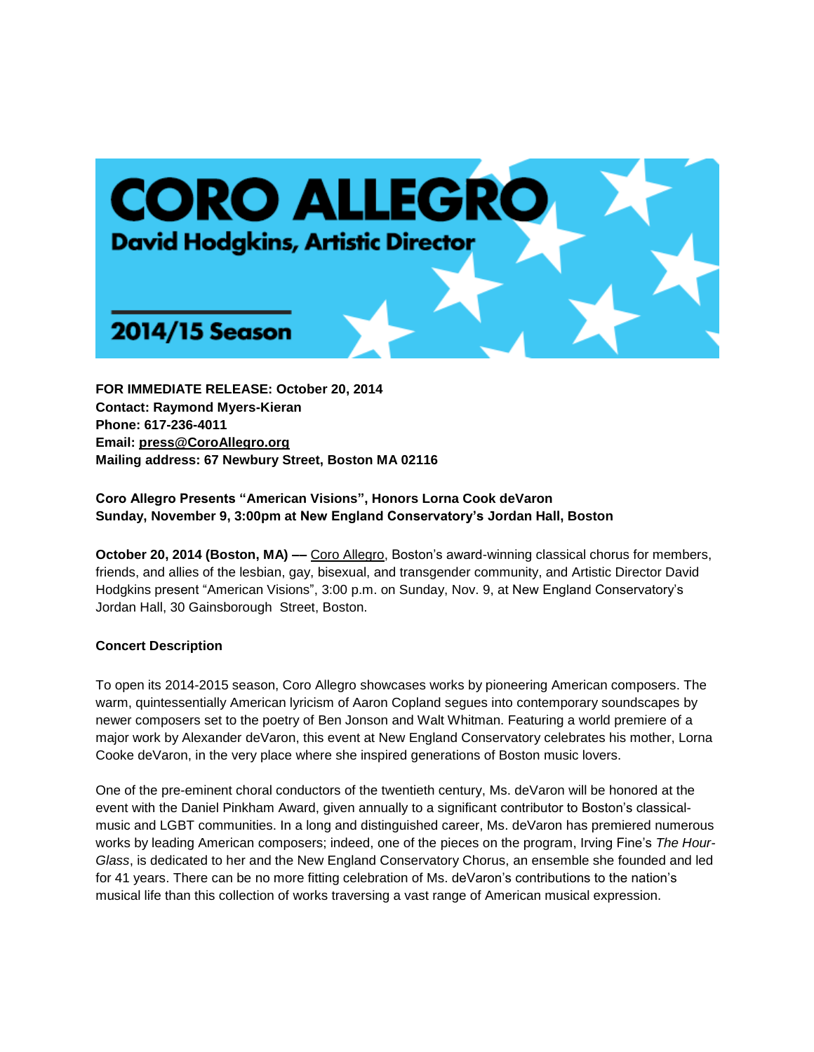# CORO ALLEGRO

**David Hodgkins, Artistic Director**

**2014/15 Season**

**FOR IMMEDIATE RELEASE: October 20, 2014**
**Contact: Raymond Myers-Kieran**
**Phone: 617-236-4011**
**Email: press@CoroAllegro.org**
**Mailing address: 67 Newbury Street, Boston MA 02116**

**Coro Allegro Presents "American Visions", Honors Lorna Cook deVaron**
**Sunday, November 9, 3:00pm at New England Conservatory's Jordan Hall, Boston**

**October 20, 2014 (Boston, MA) —** Coro Allegro, Boston's award-winning classical chorus for members, friends, and allies of the lesbian, gay, bisexual, and transgender community, and Artistic Director David Hodgkins present "American Visions", 3:00 p.m. on Sunday, Nov. 9, at New England Conservatory's Jordan Hall, 30 Gainsborough Street, Boston.

**Concert Description**

To open its 2014-2015 season, Coro Allegro showcases works by pioneering American composers. The warm, quintessentially American lyricism of Aaron Copland segues into contemporary soundscapes by newer composers set to the poetry of Ben Jonson and Walt Whitman. Featuring a world premiere of a major work by Alexander deVaron, this event at New England Conservatory celebrates his mother, Lorna Cooke deVaron, in the very place where she inspired generations of Boston music lovers.

One of the pre-eminent choral conductors of the twentieth century, Ms. deVaron will be honored at the event with the Daniel Pinkham Award, given annually to a significant contributor to Boston's classical-music and LGBT communities. In a long and distinguished career, Ms. deVaron has premiered numerous works by leading American composers; indeed, one of the pieces on the program, Irving Fine's *The Hour-Glass*, is dedicated to her and the New England Conservatory Chorus, an ensemble she founded and led for 41 years. There can be no more fitting celebration of Ms. deVaron's contributions to the nation's musical life than this collection of works traversing a vast range of American musical expression.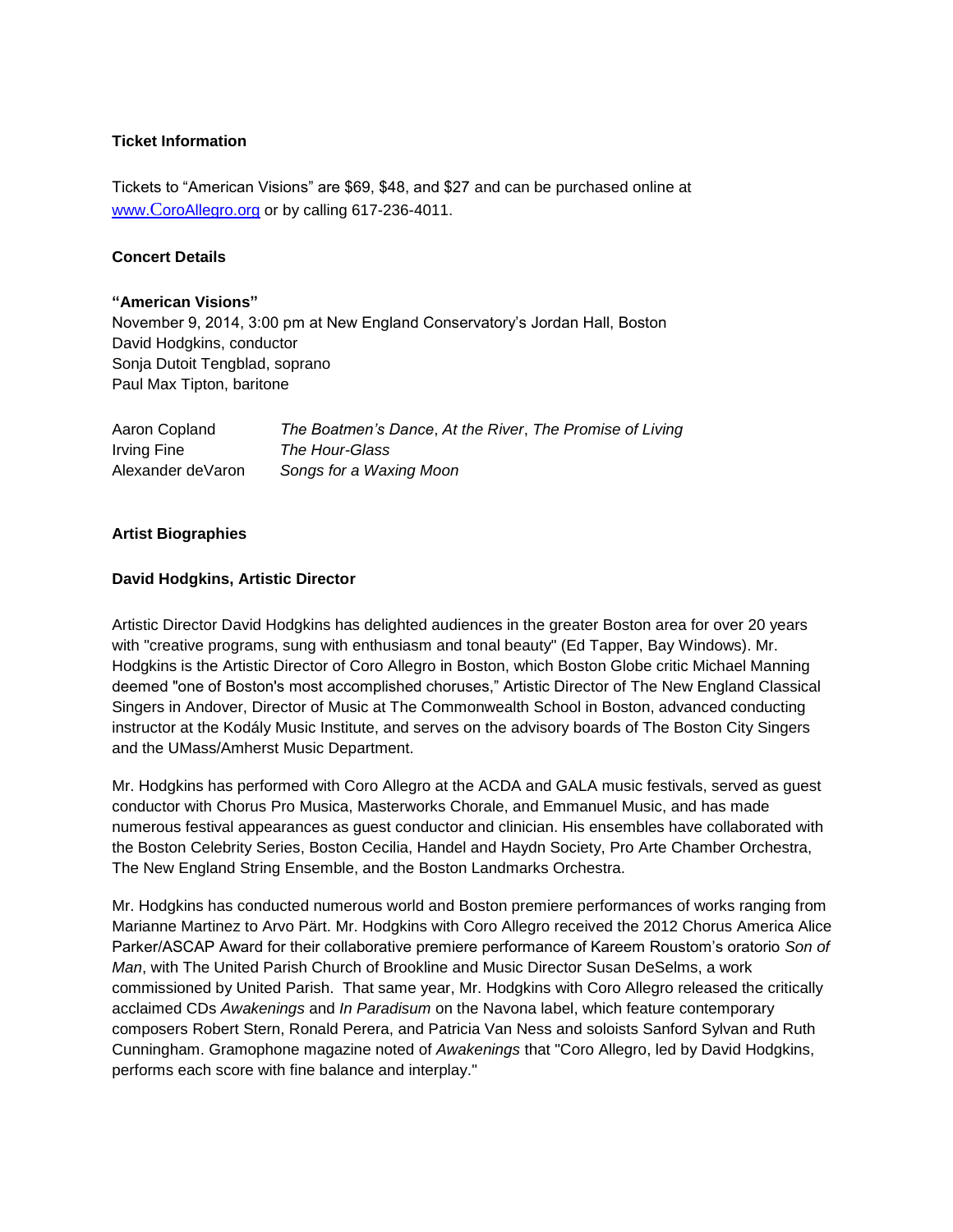**Ticket Information**

Tickets to "American Visions" are $69, $48, and $27 and can be purchased online at www.CoroAllegro.org or by calling 617-236-4011.

**Concert Details**

**"American Visions"**
November 9, 2014, 3:00 pm at New England Conservatory's Jordan Hall, Boston
David Hodgkins, conductor
Sonja Dutoit Tengblad, soprano
Paul Max Tipton, baritone

| | |
|---|---|
| Aaron Copland | *The Boatmen's Dance*, *At the River*, *The Promise of Living* |
| Irving Fine | *The Hour-Glass* |
| Alexander deVaron | *Songs for a Waxing Moon* |

**Artist Biographies**

**David Hodgkins, Artistic Director**

Artistic Director David Hodgkins has delighted audiences in the greater Boston area for over 20 years with "creative programs, sung with enthusiasm and tonal beauty" (Ed Tapper, Bay Windows). Mr. Hodgkins is the Artistic Director of Coro Allegro in Boston, which Boston Globe critic Michael Manning deemed "one of Boston's most accomplished choruses," Artistic Director of The New England Classical Singers in Andover, Director of Music at The Commonwealth School in Boston, advanced conducting instructor at the Kodály Music Institute, and serves on the advisory boards of The Boston City Singers and the UMass/Amherst Music Department.

Mr. Hodgkins has performed with Coro Allegro at the ACDA and GALA music festivals, served as guest conductor with Chorus Pro Musica, Masterworks Chorale, and Emmanuel Music, and has made numerous festival appearances as guest conductor and clinician. His ensembles have collaborated with the Boston Celebrity Series, Boston Cecilia, Handel and Haydn Society, Pro Arte Chamber Orchestra, The New England String Ensemble, and the Boston Landmarks Orchestra.

Mr. Hodgkins has conducted numerous world and Boston premiere performances of works ranging from Marianne Martinez to Arvo Pärt. Mr. Hodgkins with Coro Allegro received the 2012 Chorus America Alice Parker/ASCAP Award for their collaborative premiere performance of Kareem Roustom's oratorio *Son of Man*, with The United Parish Church of Brookline and Music Director Susan DeSelms, a work commissioned by United Parish. That same year, Mr. Hodgkins with Coro Allegro released the critically acclaimed CDs *Awakenings* and *In Paradisum* on the Navona label, which feature contemporary composers Robert Stern, Ronald Perera, and Patricia Van Ness and soloists Sanford Sylvan and Ruth Cunningham. Gramophone magazine noted of *Awakenings* that "Coro Allegro, led by David Hodgkins, performs each score with fine balance and interplay."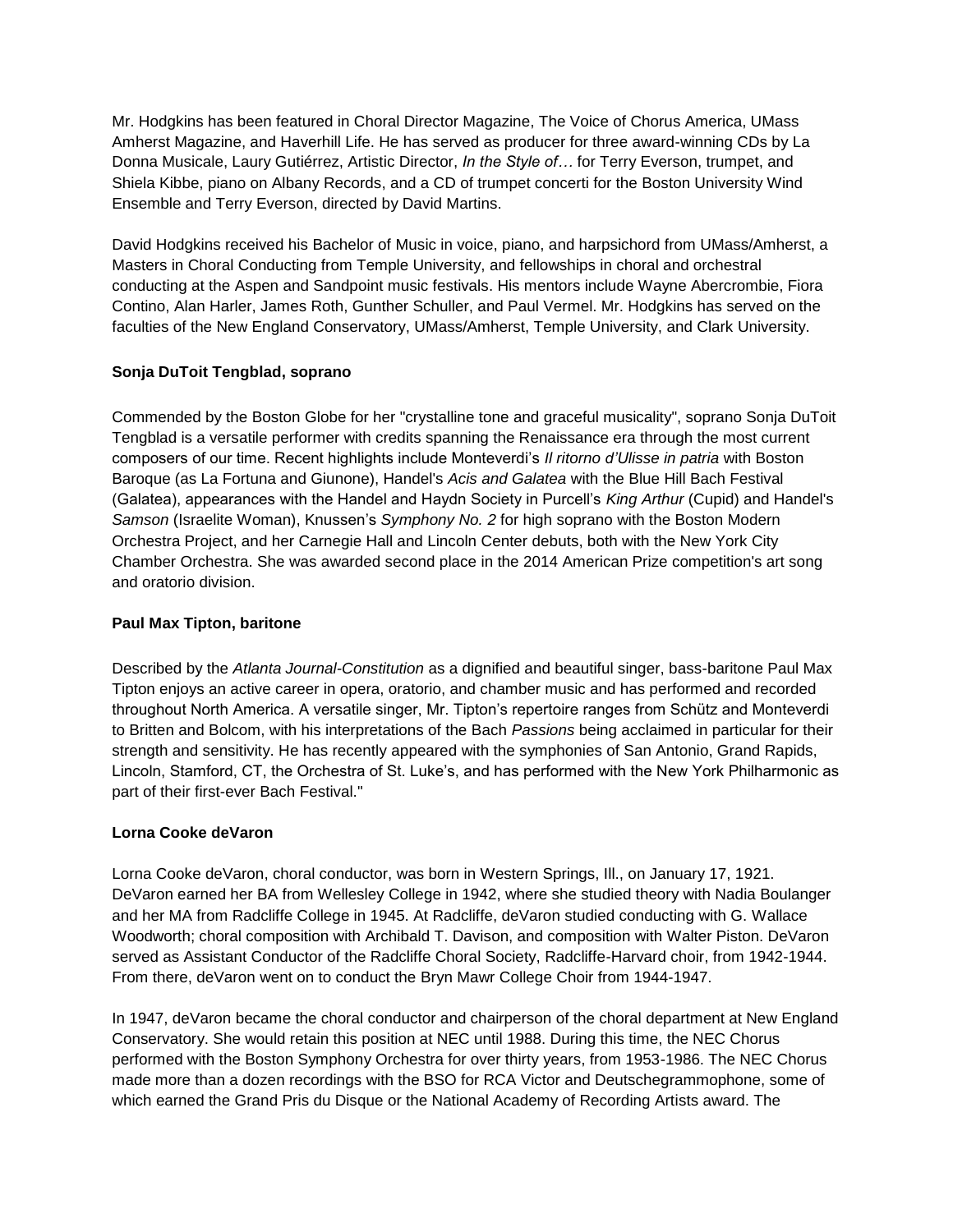Mr. Hodgkins has been featured in Choral Director Magazine, The Voice of Chorus America, UMass Amherst Magazine, and Haverhill Life. He has served as producer for three award-winning CDs by La Donna Musicale, Laury Gutiérrez, Artistic Director, *In the Style of…* for Terry Everson, trumpet, and Shiela Kibbe, piano on Albany Records, and a CD of trumpet concerti for the Boston University Wind Ensemble and Terry Everson, directed by David Martins.

David Hodgkins received his Bachelor of Music in voice, piano, and harpsichord from UMass/Amherst, a Masters in Choral Conducting from Temple University, and fellowships in choral and orchestral conducting at the Aspen and Sandpoint music festivals. His mentors include Wayne Abercrombie, Fiora Contino, Alan Harler, James Roth, Gunther Schuller, and Paul Vermel. Mr. Hodgkins has served on the faculties of the New England Conservatory, UMass/Amherst, Temple University, and Clark University.

**Sonja DuToit Tengblad, soprano**

Commended by the Boston Globe for her "crystalline tone and graceful musicality", soprano Sonja DuToit Tengblad is a versatile performer with credits spanning the Renaissance era through the most current composers of our time. Recent highlights include Monteverdi's *Il ritorno d'Ulisse in patria* with Boston Baroque (as La Fortuna and Giunone), Handel's *Acis and Galatea* with the Blue Hill Bach Festival (Galatea), appearances with the Handel and Haydn Society in Purcell's *King Arthur* (Cupid) and Handel's *Samson* (Israelite Woman), Knussen's *Symphony No. 2* for high soprano with the Boston Modern Orchestra Project, and her Carnegie Hall and Lincoln Center debuts, both with the New York City Chamber Orchestra. She was awarded second place in the 2014 American Prize competition's art song and oratorio division.

**Paul Max Tipton, baritone**

Described by the *Atlanta Journal-Constitution* as a dignified and beautiful singer, bass-baritone Paul Max Tipton enjoys an active career in opera, oratorio, and chamber music and has performed and recorded throughout North America. A versatile singer, Mr. Tipton's repertoire ranges from Schütz and Monteverdi to Britten and Bolcom, with his interpretations of the Bach *Passions* being acclaimed in particular for their strength and sensitivity. He has recently appeared with the symphonies of San Antonio, Grand Rapids, Lincoln, Stamford, CT, the Orchestra of St. Luke's, and has performed with the New York Philharmonic as part of their first-ever Bach Festival."

**Lorna Cooke deVaron**

Lorna Cooke deVaron, choral conductor, was born in Western Springs, Ill., on January 17, 1921. DeVaron earned her BA from Wellesley College in 1942, where she studied theory with Nadia Boulanger and her MA from Radcliffe College in 1945. At Radcliffe, deVaron studied conducting with G. Wallace Woodworth; choral composition with Archibald T. Davison, and composition with Walter Piston. DeVaron served as Assistant Conductor of the Radcliffe Choral Society, Radcliffe-Harvard choir, from 1942-1944. From there, deVaron went on to conduct the Bryn Mawr College Choir from 1944-1947.

In 1947, deVaron became the choral conductor and chairperson of the choral department at New England Conservatory. She would retain this position at NEC until 1988. During this time, the NEC Chorus performed with the Boston Symphony Orchestra for over thirty years, from 1953-1986. The NEC Chorus made more than a dozen recordings with the BSO for RCA Victor and Deutschegrammophone, some of which earned the Grand Pris du Disque or the National Academy of Recording Artists award. The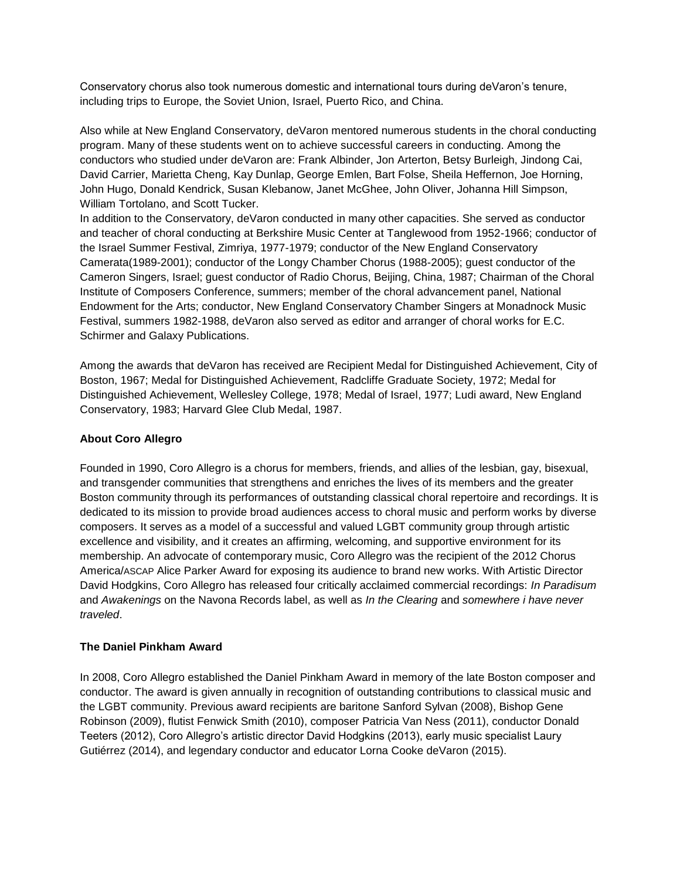Conservatory chorus also took numerous domestic and international tours during deVaron's tenure, including trips to Europe, the Soviet Union, Israel, Puerto Rico, and China.

Also while at New England Conservatory, deVaron mentored numerous students in the choral conducting program. Many of these students went on to achieve successful careers in conducting. Among the conductors who studied under deVaron are: Frank Albinder, Jon Arterton, Betsy Burleigh, Jindong Cai, David Carrier, Marietta Cheng, Kay Dunlap, George Emlen, Bart Folse, Sheila Heffernon, Joe Horning, John Hugo, Donald Kendrick, Susan Klebanow, Janet McGhee, John Oliver, Johanna Hill Simpson, William Tortolano, and Scott Tucker.
In addition to the Conservatory, deVaron conducted in many other capacities. She served as conductor and teacher of choral conducting at Berkshire Music Center at Tanglewood from 1952-1966; conductor of the Israel Summer Festival, Zimriya, 1977-1979; conductor of the New England Conservatory Camerata(1989-2001); conductor of the Longy Chamber Chorus (1988-2005); guest conductor of the Cameron Singers, Israel; guest conductor of Radio Chorus, Beijing, China, 1987; Chairman of the Choral Institute of Composers Conference, summers; member of the choral advancement panel, National Endowment for the Arts; conductor, New England Conservatory Chamber Singers at Monadnock Music Festival, summers 1982-1988, deVaron also served as editor and arranger of choral works for E.C. Schirmer and Galaxy Publications.

Among the awards that deVaron has received are Recipient Medal for Distinguished Achievement, City of Boston, 1967; Medal for Distinguished Achievement, Radcliffe Graduate Society, 1972; Medal for Distinguished Achievement, Wellesley College, 1978; Medal of Israel, 1977; Ludi award, New England Conservatory, 1983; Harvard Glee Club Medal, 1987.

**About Coro Allegro**

Founded in 1990, Coro Allegro is a chorus for members, friends, and allies of the lesbian, gay, bisexual, and transgender communities that strengthens and enriches the lives of its members and the greater Boston community through its performances of outstanding classical choral repertoire and recordings. It is dedicated to its mission to provide broad audiences access to choral music and perform works by diverse composers. It serves as a model of a successful and valued LGBT community group through artistic excellence and visibility, and it creates an affirming, welcoming, and supportive environment for its membership. An advocate of contemporary music, Coro Allegro was the recipient of the 2012 Chorus America/ASCAP Alice Parker Award for exposing its audience to brand new works. With Artistic Director David Hodgkins, Coro Allegro has released four critically acclaimed commercial recordings: *In Paradisum* and *Awakenings* on the Navona Records label, as well as *In the Clearing* and *somewhere i have never traveled*.

**The Daniel Pinkham Award**

In 2008, Coro Allegro established the Daniel Pinkham Award in memory of the late Boston composer and conductor. The award is given annually in recognition of outstanding contributions to classical music and the LGBT community. Previous award recipients are baritone Sanford Sylvan (2008), Bishop Gene Robinson (2009), flutist Fenwick Smith (2010), composer Patricia Van Ness (2011), conductor Donald Teeters (2012), Coro Allegro's artistic director David Hodgkins (2013), early music specialist Laury Gutiérrez (2014), and legendary conductor and educator Lorna Cooke deVaron (2015).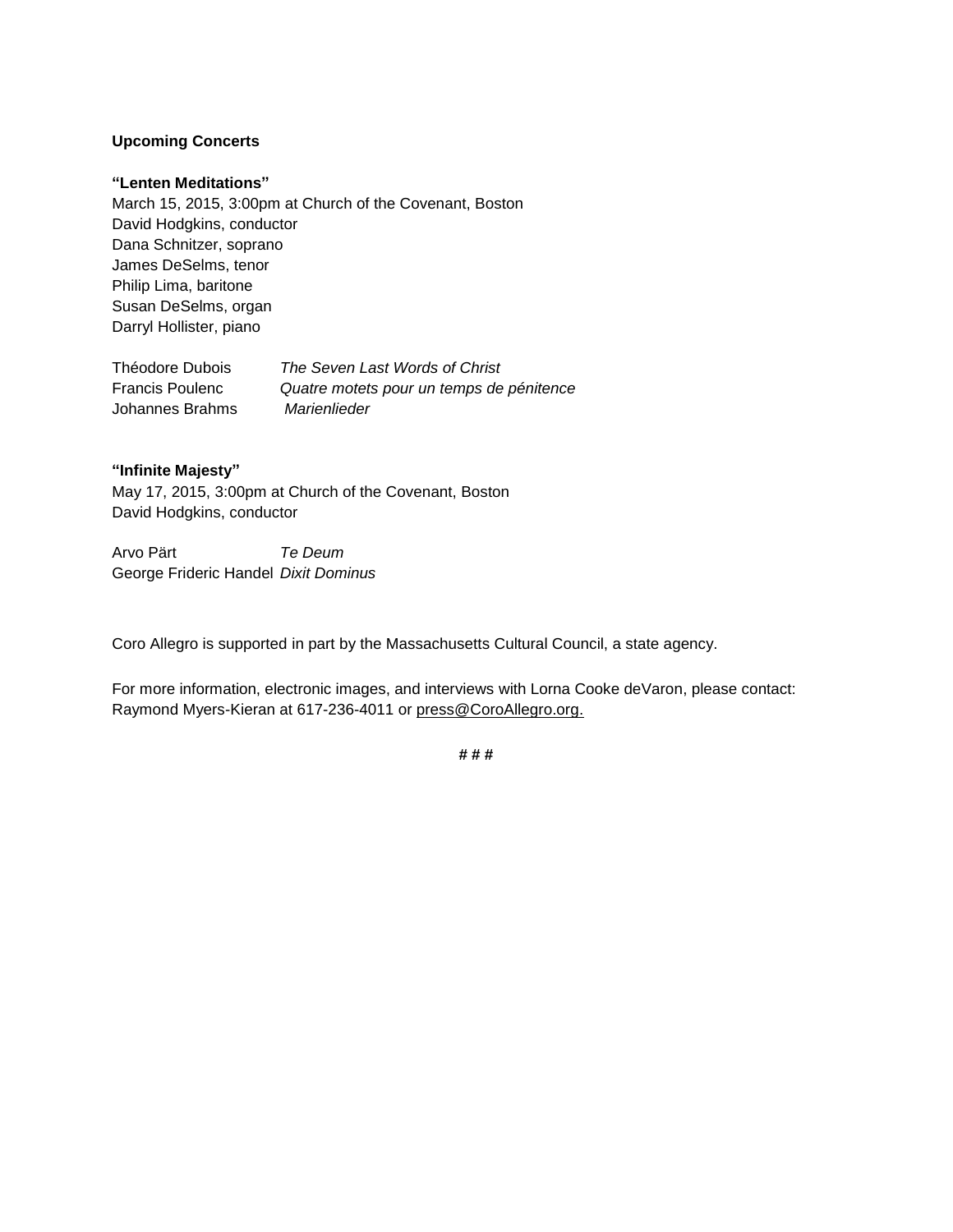**Upcoming Concerts**

**"Lenten Meditations"**
March 15, 2015, 3:00pm at Church of the Covenant, Boston
David Hodgkins, conductor
Dana Schnitzer, soprano
James DeSelms, tenor
Philip Lima, baritone
Susan DeSelms, organ
Darryl Hollister, piano

| | |
|---|---|
| Théodore Dubois | *The Seven Last Words of Christ* |
| Francis Poulenc | *Quatre motets pour un temps de pénitence* |
| Johannes Brahms | *Marienlieder* |

**"Infinite Majesty"**
May 17, 2015, 3:00pm at Church of the Covenant, Boston
David Hodgkins, conductor

| | |
|---|---|
| Arvo Pärt | *Te Deum* |
| George Frideric Handel | *Dixit Dominus* |

Coro Allegro is supported in part by the Massachusetts Cultural Council, a state agency.

For more information, electronic images, and interviews with Lorna Cooke deVaron, please contact:
Raymond Myers-Kieran at 617-236-4011 or press@CoroAllegro.org.

# # #